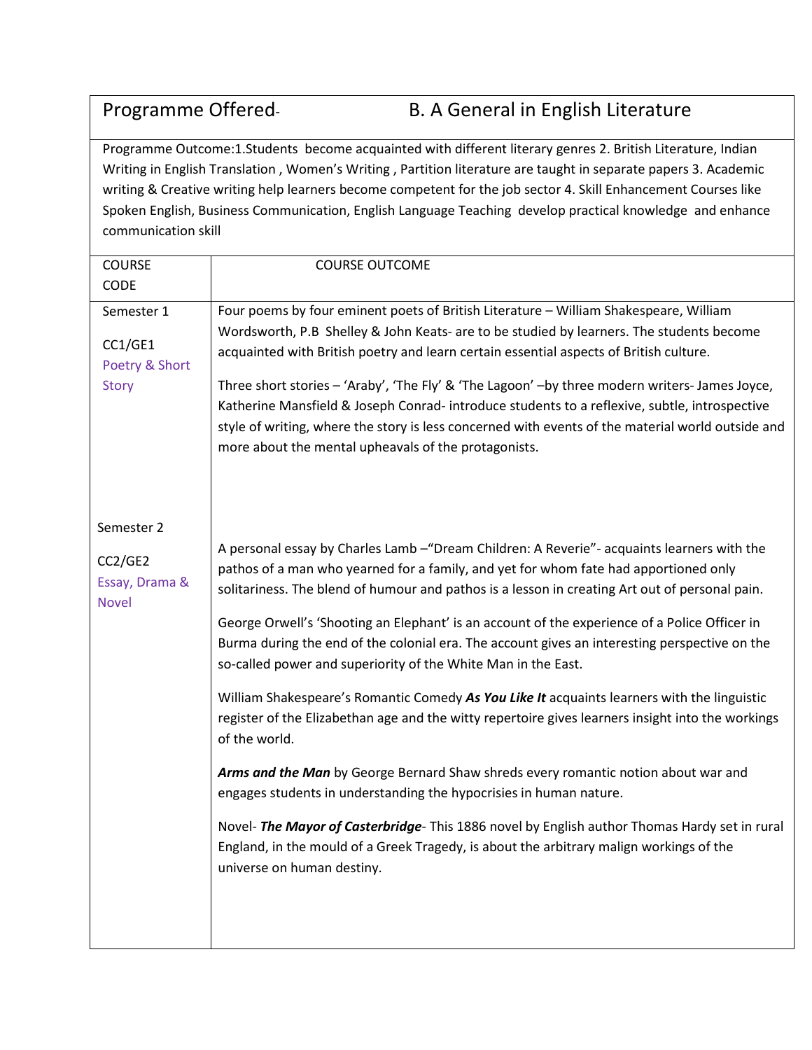| Programme Offered- | B. A General in English Literature |
|---|---|
| Programme Outcome:1.Students become acquainted with different literary genres 2. British Literature, Indian Writing in English Translation , Women's Writing , Partition literature are taught in separate papers 3. Academic writing & Creative writing help learners become competent for the job sector 4. Skill Enhancement Courses like Spoken English, Business Communication, English Language Teaching develop practical knowledge and enhance communication skill | |
| COURSE CODE | COURSE OUTCOME |
| Semester 1<br><br>CC1/GE1<br>Poetry & Short Story | Four poems by four eminent poets of British Literature – William Shakespeare, William Wordsworth, P.B Shelley & John Keats- are to be studied by learners. The students become acquainted with British poetry and learn certain essential aspects of British culture.<br><br>Three short stories – 'Araby', 'The Fly' & 'The Lagoon' –by three modern writers- James Joyce, Katherine Mansfield & Joseph Conrad- introduce students to a reflexive, subtle, introspective style of writing, where the story is less concerned with events of the material world outside and more about the mental upheavals of the protagonists. |
| Semester 2<br><br>CC2/GE2<br>Essay, Drama & Novel | A personal essay by Charles Lamb –"Dream Children: A Reverie"- acquaints learners with the pathos of a man who yearned for a family, and yet for whom fate had apportioned only solitariness. The blend of humour and pathos is a lesson in creating Art out of personal pain.<br><br>George Orwell's 'Shooting an Elephant' is an account of the experience of a Police Officer in Burma during the end of the colonial era. The account gives an interesting perspective on the so-called power and superiority of the White Man in the East.<br><br>William Shakespeare's Romantic Comedy ***As You Like It*** acquaints learners with the linguistic register of the Elizabethan age and the witty repertoire gives learners insight into the workings of the world.<br><br>***Arms and the Man*** by George Bernard Shaw shreds every romantic notion about war and engages students in understanding the hypocrisies in human nature.<br><br>Novel- ***The Mayor of Casterbridge***- This 1886 novel by English author Thomas Hardy set in rural England, in the mould of a Greek Tragedy, is about the arbitrary malign workings of the universe on human destiny. |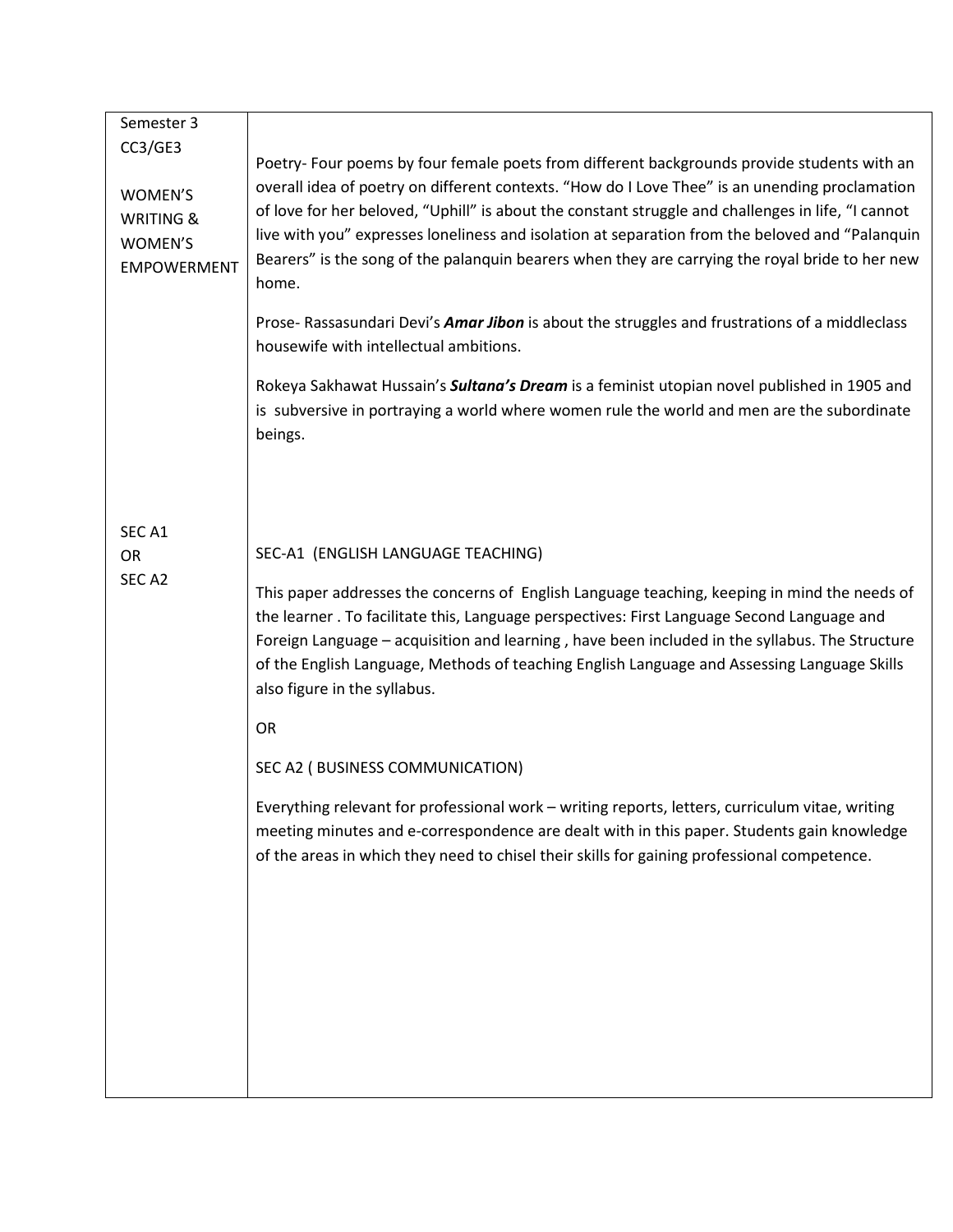| | |
|---|---|
| Semester 3<br>CC3/GE3<br><br>WOMEN'S WRITING & WOMEN'S EMPOWERMENT | Poetry- Four poems by four female poets from different backgrounds provide students with an overall idea of poetry on different contexts. "How do I Love Thee" is an unending proclamation of love for her beloved, "Uphill" is about the constant struggle and challenges in life, "I cannot live with you" expresses loneliness and isolation at separation from the beloved and "Palanquin Bearers" is the song of the palanquin bearers when they are carrying the royal bride to her new home.<br><br>Prose- Rassasundari Devi's ***Amar Jibon*** is about the struggles and frustrations of a middleclass housewife with intellectual ambitions.<br><br>Rokeya Sakhawat Hussain's ***Sultana's Dream*** is a feminist utopian novel published in 1905 and is subversive in portraying a world where women rule the world and men are the subordinate beings. |
| SEC A1<br>OR<br>SEC A2 | SEC-A1 (ENGLISH LANGUAGE TEACHING)<br><br>This paper addresses the concerns of English Language teaching, keeping in mind the needs of the learner . To facilitate this, Language perspectives: First Language Second Language and Foreign Language – acquisition and learning , have been included in the syllabus. The Structure of the English Language, Methods of teaching English Language and Assessing Language Skills also figure in the syllabus.<br><br>OR<br><br>SEC A2 ( BUSINESS COMMUNICATION)<br><br>Everything relevant for professional work – writing reports, letters, curriculum vitae, writing meeting minutes and e-correspondence are dealt with in this paper. Students gain knowledge of the areas in which they need to chisel their skills for gaining professional competence. |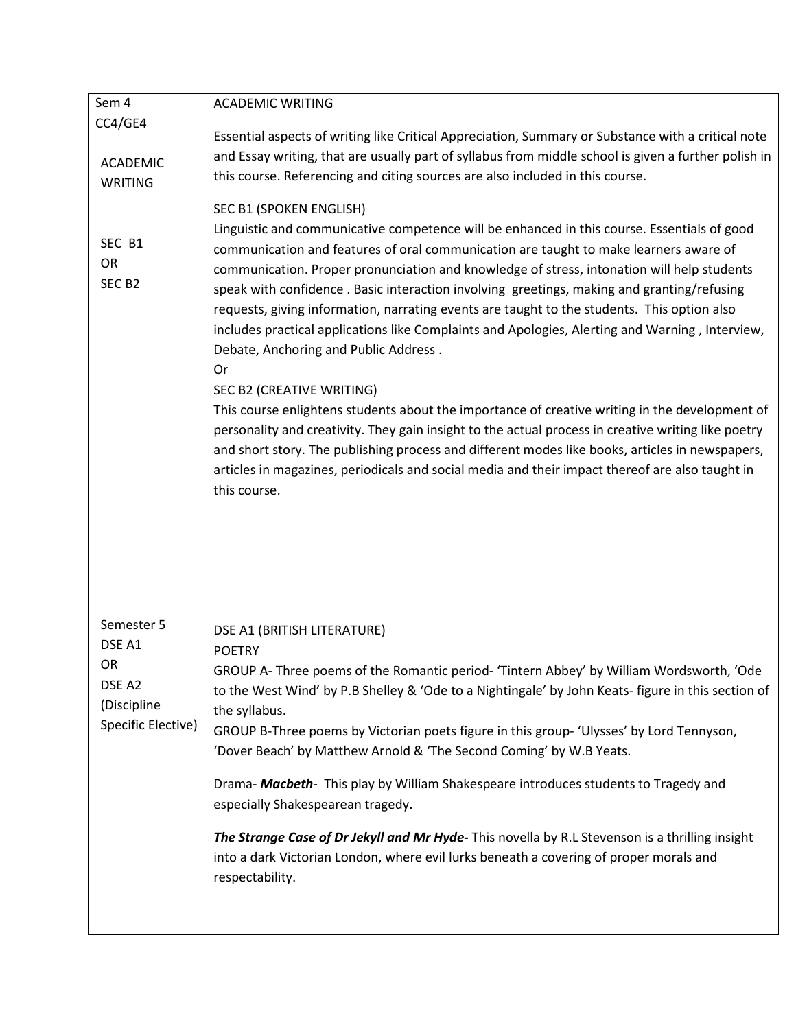| | |
|---|---|
| Sem 4<br>CC4/GE4<br><br>ACADEMIC WRITING<br><br>SEC B1<br>OR<br>SEC B2 | ACADEMIC WRITING<br><br>Essential aspects of writing like Critical Appreciation, Summary or Substance with a critical note and Essay writing, that are usually part of syllabus from middle school is given a further polish in this course. Referencing and citing sources are also included in this course.<br><br>SEC B1 (SPOKEN ENGLISH)<br>Linguistic and communicative competence will be enhanced in this course. Essentials of good communication and features of oral communication are taught to make learners aware of communication. Proper pronunciation and knowledge of stress, intonation will help students speak with confidence . Basic interaction involving greetings, making and granting/refusing requests, giving information, narrating events are taught to the students. This option also includes practical applications like Complaints and Apologies, Alerting and Warning , Interview, Debate, Anchoring and Public Address .<br>Or<br>SEC B2 (CREATIVE WRITING)<br>This course enlightens students about the importance of creative writing in the development of personality and creativity. They gain insight to the actual process in creative writing like poetry and short story. The publishing process and different modes like books, articles in newspapers, articles in magazines, periodicals and social media and their impact thereof are also taught in this course. |
| Semester 5<br>DSE A1<br>OR<br>DSE A2<br>(Discipline Specific Elective) | DSE A1 (BRITISH LITERATURE)<br>POETRY<br>GROUP A- Three poems of the Romantic period- 'Tintern Abbey' by William Wordsworth, 'Ode to the West Wind' by P.B Shelley & 'Ode to a Nightingale' by John Keats- figure in this section of the syllabus.<br>GROUP B-Three poems by Victorian poets figure in this group- 'Ulysses' by Lord Tennyson, 'Dover Beach' by Matthew Arnold & 'The Second Coming' by W.B Yeats.<br><br>Drama- ***Macbeth***- This play by William Shakespeare introduces students to Tragedy and especially Shakespearean tragedy.<br><br>***The Strange Case of Dr Jekyll and Mr Hyde-*** This novella by R.L Stevenson is a thrilling insight into a dark Victorian London, where evil lurks beneath a covering of proper morals and respectability. |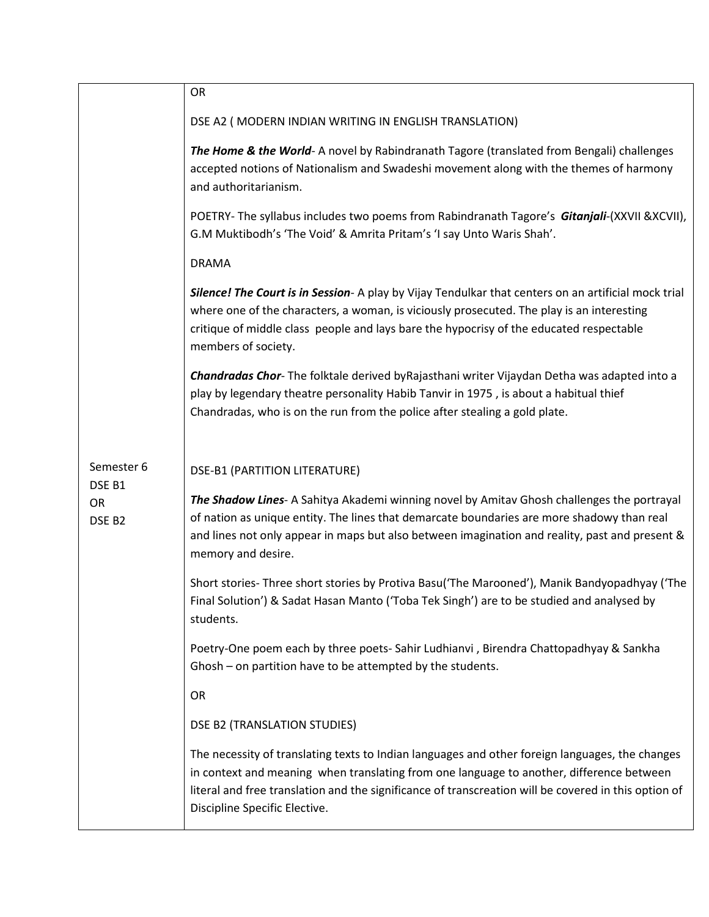| | |
|---|---|
| | OR<br><br>DSE A2 ( MODERN INDIAN WRITING IN ENGLISH TRANSLATION)<br><br>***The Home & the World***- A novel by Rabindranath Tagore (translated from Bengali) challenges accepted notions of Nationalism and Swadeshi movement along with the themes of harmony and authoritarianism.<br><br>POETRY- The syllabus includes two poems from Rabindranath Tagore's ***Gitanjali***-(XXVII &XCVII), G.M Muktibodh's 'The Void' & Amrita Pritam's 'I say Unto Waris Shah'.<br><br>DRAMA<br><br>***Silence! The Court is in Session***- A play by Vijay Tendulkar that centers on an artificial mock trial where one of the characters, a woman, is viciously prosecuted. The play is an interesting critique of middle class people and lays bare the hypocrisy of the educated respectable members of society.<br><br>***Chandradas Chor***- The folktale derived byRajasthani writer Vijaydan Detha was adapted into a play by legendary theatre personality Habib Tanvir in 1975 , is about a habitual thief Chandradas, who is on the run from the police after stealing a gold plate. |
| Semester 6<br>DSE B1<br>OR<br>DSE B2 | DSE-B1 (PARTITION LITERATURE)<br><br>***The Shadow Lines***- A Sahitya Akademi winning novel by Amitav Ghosh challenges the portrayal of nation as unique entity. The lines that demarcate boundaries are more shadowy than real and lines not only appear in maps but also between imagination and reality, past and present & memory and desire.<br><br>Short stories- Three short stories by Protiva Basu('The Marooned'), Manik Bandyopadhyay ('The Final Solution') & Sadat Hasan Manto ('Toba Tek Singh') are to be studied and analysed by students.<br><br>Poetry-One poem each by three poets- Sahir Ludhianvi , Birendra Chattopadhyay & Sankha Ghosh – on partition have to be attempted by the students.<br><br>OR<br><br>DSE B2 (TRANSLATION STUDIES)<br><br>The necessity of translating texts to Indian languages and other foreign languages, the changes in context and meaning when translating from one language to another, difference between literal and free translation and the significance of transcreation will be covered in this option of Discipline Specific Elective. |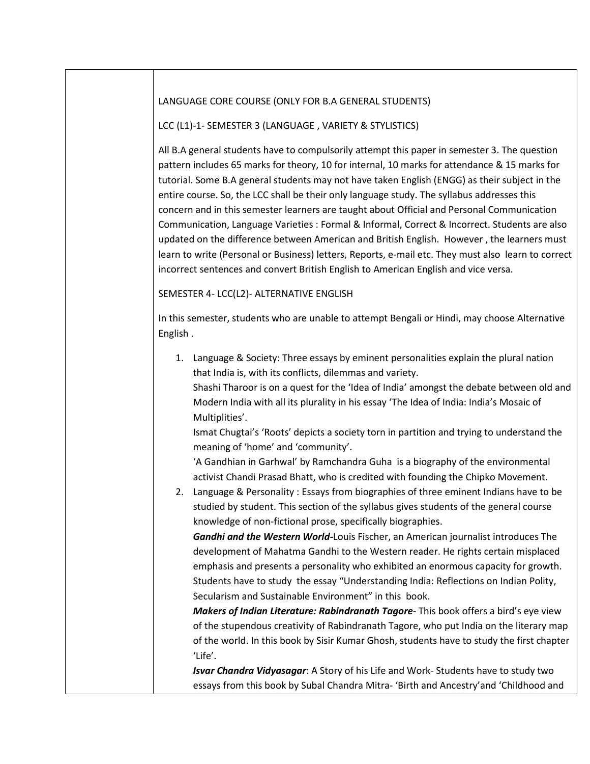LANGUAGE CORE COURSE (ONLY FOR B.A GENERAL STUDENTS)

LCC (L1)-1- SEMESTER 3 (LANGUAGE , VARIETY & STYLISTICS)

All B.A general students have to compulsorily attempt this paper in semester 3. The question pattern includes 65 marks for theory, 10 for internal, 10 marks for attendance & 15 marks for tutorial. Some B.A general students may not have taken English (ENGG) as their subject in the entire course. So, the LCC shall be their only language study. The syllabus addresses this concern and in this semester learners are taught about Official and Personal Communication Communication, Language Varieties : Formal & Informal, Correct & Incorrect. Students are also updated on the difference between American and British English. However , the learners must learn to write (Personal or Business) letters, Reports, e-mail etc. They must also learn to correct incorrect sentences and convert British English to American English and vice versa.

SEMESTER 4- LCC(L2)- ALTERNATIVE ENGLISH

In this semester, students who are unable to attempt Bengali or Hindi, may choose Alternative English .

1. Language & Society: Three essays by eminent personalities explain the plural nation that India is, with its conflicts, dilemmas and variety.
   Shashi Tharoor is on a quest for the 'Idea of India' amongst the debate between old and Modern India with all its plurality in his essay 'The Idea of India: India's Mosaic of Multiplities'.
   Ismat Chugtai's 'Roots' depicts a society torn in partition and trying to understand the meaning of 'home' and 'community'.
   'A Gandhian in Garhwal' by Ramchandra Guha is a biography of the environmental activist Chandi Prasad Bhatt, who is credited with founding the Chipko Movement.
2. Language & Personality : Essays from biographies of three eminent Indians have to be studied by student. This section of the syllabus gives students of the general course knowledge of non-fictional prose, specifically biographies.
   ***Gandhi and the Western World***-Louis Fischer, an American journalist introduces The development of Mahatma Gandhi to the Western reader. He rights certain misplaced emphasis and presents a personality who exhibited an enormous capacity for growth. Students have to study the essay "Understanding India: Reflections on Indian Polity, Secularism and Sustainable Environment" in this book.
   ***Makers of Indian Literature: Rabindranath Tagore***- This book offers a bird's eye view of the stupendous creativity of Rabindranath Tagore, who put India on the literary map of the world. In this book by Sisir Kumar Ghosh, students have to study the first chapter 'Life'.
   ***Isvar Chandra Vidyasagar***: A Story of his Life and Work- Students have to study two essays from this book by Subal Chandra Mitra- 'Birth and Ancestry'and 'Childhood and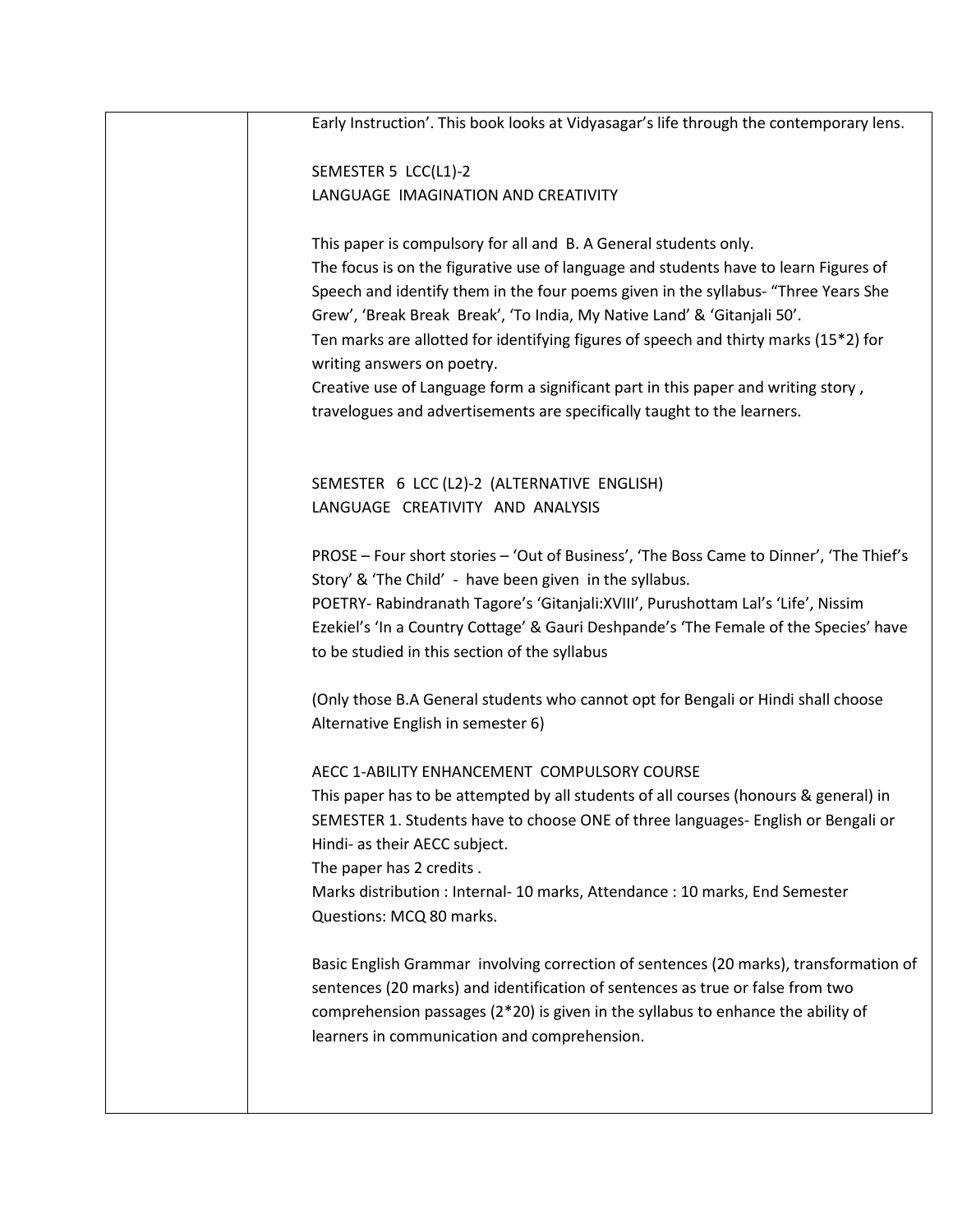| | |
|---|---|
| | Early Instruction'. This book looks at Vidyasagar's life through the contemporary lens.<br><br>SEMESTER 5 LCC(L1)-2<br>LANGUAGE IMAGINATION AND CREATIVITY<br><br>This paper is compulsory for all and B. A General students only.<br>The focus is on the figurative use of language and students have to learn Figures of Speech and identify them in the four poems given in the syllabus- "Three Years She Grew', 'Break Break Break', 'To India, My Native Land' & 'Gitanjali 50'.<br>Ten marks are allotted for identifying figures of speech and thirty marks (15*2) for writing answers on poetry.<br>Creative use of Language form a significant part in this paper and writing story , travelogues and advertisements are specifically taught to the learners.<br><br>SEMESTER 6 LCC (L2)-2 (ALTERNATIVE ENGLISH)<br>LANGUAGE CREATIVITY AND ANALYSIS<br><br>PROSE – Four short stories – 'Out of Business', 'The Boss Came to Dinner', 'The Thief's Story' & 'The Child' - have been given in the syllabus.<br>POETRY- Rabindranath Tagore's 'Gitanjali:XVIII', Purushottam Lal's 'Life', Nissim Ezekiel's 'In a Country Cottage' & Gauri Deshpande's 'The Female of the Species' have to be studied in this section of the syllabus<br><br>(Only those B.A General students who cannot opt for Bengali or Hindi shall choose Alternative English in semester 6)<br><br>AECC 1-ABILITY ENHANCEMENT COMPULSORY COURSE<br>This paper has to be attempted by all students of all courses (honours & general) in SEMESTER 1. Students have to choose ONE of three languages- English or Bengali or Hindi- as their AECC subject.<br>The paper has 2 credits .<br>Marks distribution : Internal- 10 marks, Attendance : 10 marks, End Semester Questions: MCQ 80 marks.<br><br>Basic English Grammar involving correction of sentences (20 marks), transformation of sentences (20 marks) and identification of sentences as true or false from two comprehension passages (2*20) is given in the syllabus to enhance the ability of learners in communication and comprehension. |